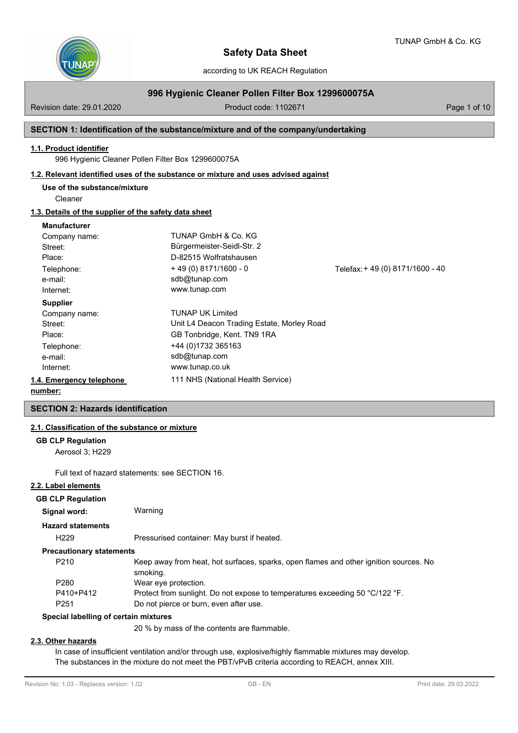# Safety Data Sheet

according to UK REACH Regulation

## 996 Hygienic Cleaner Pollen Filter Box 1299600075A

Revision date: 29.01.2020 | Product code: 1102671

## SECTION 1: Identification of the substance/mixture and of the company/undertaking

### 1.1. Product identifier

996 Hygienic Cleaner Pollen Filter Box 1299600075A

### 1.2. Relevant identified uses of the substance or mixture and uses advised against

**Use of the substance/mixture**

Cleaner

### 1.3. Details of the supplier of the safety data sheet

**Manufacturer**

| | | |
|---|---|---|
| Company name: | TUNAP GmbH & Co. KG | |
| Street: | Bürgermeister-Seidl-Str. 2 | |
| Place: | D-82515 Wolfratshausen | |
| Telephone: | + 49 (0) 8171/1600 - 0 | Telefax: + 49 (0) 8171/1600 - 40 |
| e-mail: | sdb@tunap.com | |
| Internet: | www.tunap.com | |

**Supplier**

| | |
|---|---|
| Company name: | TUNAP UK Limited |
| Street: | Unit L4 Deacon Trading Estate, Morley Road |
| Place: | GB Tonbridge, Kent. TN9 1RA |
| Telephone: | +44 (0)1732 365163 |
| e-mail: | sdb@tunap.com |
| Internet: | www.tunap.co.uk |

### 1.4. Emergency telephone number:

111 NHS (National Health Service)

## SECTION 2: Hazards identification

### 2.1. Classification of the substance or mixture

**GB CLP Regulation**

Aerosol 3; H229

Full text of hazard statements: see SECTION 16.

### 2.2. Label elements

**GB CLP Regulation**

**Signal word:** Warning

**Hazard statements**

| | |
|---|---|
| H229 | Pressurised container: May burst if heated. |

**Precautionary statements**

| | |
|---|---|
| P210 | Keep away from heat, hot surfaces, sparks, open flames and other ignition sources. No smoking. |
| P280 | Wear eye protection. |
| P410+P412 | Protect from sunlight. Do not expose to temperatures exceeding 50 °C/122 °F. |
| P251 | Do not pierce or burn, even after use. |

**Special labelling of certain mixtures**

20 % by mass of the contents are flammable.

### 2.3. Other hazards

In case of insufficient ventilation and/or through use, explosive/highly flammable mixtures may develop.
The substances in the mixture do not meet the PBT/vPvB criteria according to REACH, annex XIII.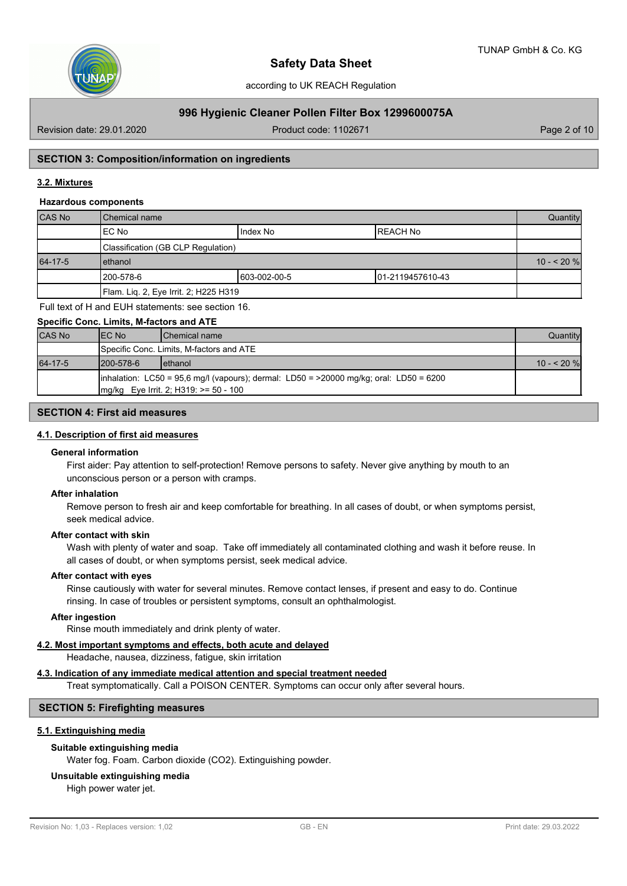## SECTION 3: Composition/information on ingredients

### 3.2. Mixtures

#### Hazardous components

| CAS No | Chemical name | | | Quantity |
|---|---|---|---|---|
| | EC No | Index No | REACH No | |
| | Classification (GB CLP Regulation) | | | |
| 64-17-5 | ethanol | | | 10 - < 20 % |
| | 200-578-6 | 603-002-00-5 | 01-2119457610-43 | |
| | Flam. Liq. 2, Eye Irrit. 2; H225 H319 | | | |

Full text of H and EUH statements: see section 16.

#### Specific Conc. Limits, M-factors and ATE

| CAS No | EC No | Chemical name | Quantity |
|---|---|---|---|
| | Specific Conc. Limits, M-factors and ATE | | |
| 64-17-5 | 200-578-6 | ethanol | 10 - < 20 % |
| | inhalation: LC50 = 95,6 mg/l (vapours); dermal: LD50 = >20000 mg/kg; oral: LD50 = 6200 mg/kg Eye Irrit. 2; H319: >= 50 - 100 | | |

## SECTION 4: First aid measures

### 4.1. Description of first aid measures

#### General information

First aider: Pay attention to self-protection! Remove persons to safety. Never give anything by mouth to an unconscious person or a person with cramps.

#### After inhalation

Remove person to fresh air and keep comfortable for breathing. In all cases of doubt, or when symptoms persist, seek medical advice.

#### After contact with skin

Wash with plenty of water and soap. Take off immediately all contaminated clothing and wash it before reuse. In all cases of doubt, or when symptoms persist, seek medical advice.

#### After contact with eyes

Rinse cautiously with water for several minutes. Remove contact lenses, if present and easy to do. Continue rinsing. In case of troubles or persistent symptoms, consult an ophthalmologist.

#### After ingestion

Rinse mouth immediately and drink plenty of water.

### 4.2. Most important symptoms and effects, both acute and delayed

Headache, nausea, dizziness, fatigue, skin irritation

### 4.3. Indication of any immediate medical attention and special treatment needed

Treat symptomatically. Call a POISON CENTER. Symptoms can occur only after several hours.

## SECTION 5: Firefighting measures

### 5.1. Extinguishing media

#### Suitable extinguishing media

Water fog. Foam. Carbon dioxide ($CO_2$). Extinguishing powder.

#### Unsuitable extinguishing media

High power water jet.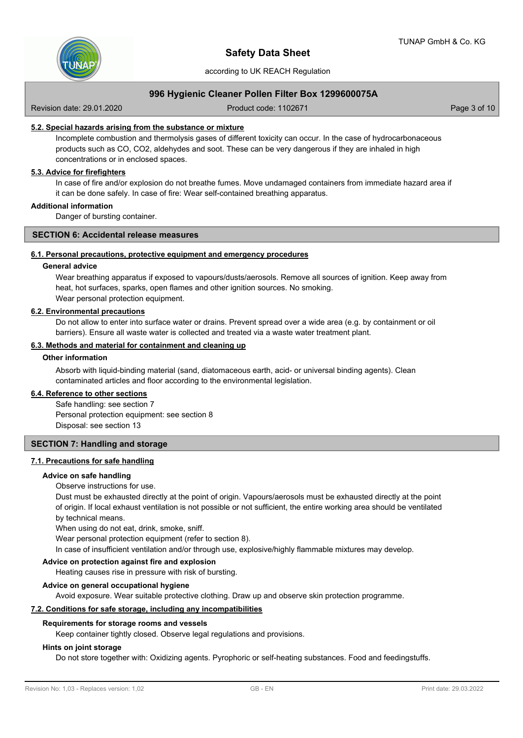### 5.2. Special hazards arising from the substance or mixture

Incomplete combustion and thermolysis gases of different toxicity can occur. In the case of hydrocarbonaceous products such as CO, $CO_2$, aldehydes and soot. These can be very dangerous if they are inhaled in high concentrations or in enclosed spaces.

### 5.3. Advice for firefighters

In case of fire and/or explosion do not breathe fumes. Move undamaged containers from immediate hazard area if it can be done safely. In case of fire: Wear self-contained breathing apparatus.

**Additional information**

Danger of bursting container.

## SECTION 6: Accidental release measures

### 6.1. Personal precautions, protective equipment and emergency procedures

**General advice**

Wear breathing apparatus if exposed to vapours/dusts/aerosols. Remove all sources of ignition. Keep away from heat, hot surfaces, sparks, open flames and other ignition sources. No smoking.
Wear personal protection equipment.

### 6.2. Environmental precautions

Do not allow to enter into surface water or drains. Prevent spread over a wide area (e.g. by containment or oil barriers). Ensure all waste water is collected and treated via a waste water treatment plant.

### 6.3. Methods and material for containment and cleaning up

**Other information**

Absorb with liquid-binding material (sand, diatomaceous earth, acid- or universal binding agents). Clean contaminated articles and floor according to the environmental legislation.

### 6.4. Reference to other sections

Safe handling: see section 7
Personal protection equipment: see section 8
Disposal: see section 13

## SECTION 7: Handling and storage

### 7.1. Precautions for safe handling

**Advice on safe handling**

Observe instructions for use.
Dust must be exhausted directly at the point of origin. Vapours/aerosols must be exhausted directly at the point of origin. If local exhaust ventilation is not possible or not sufficient, the entire working area should be ventilated by technical means.
When using do not eat, drink, smoke, sniff.
Wear personal protection equipment (refer to section 8).
In case of insufficient ventilation and/or through use, explosive/highly flammable mixtures may develop.

**Advice on protection against fire and explosion**

Heating causes rise in pressure with risk of bursting.

**Advice on general occupational hygiene**

Avoid exposure. Wear suitable protective clothing. Draw up and observe skin protection programme.

### 7.2. Conditions for safe storage, including any incompatibilities

**Requirements for storage rooms and vessels**

Keep container tightly closed. Observe legal regulations and provisions.

**Hints on joint storage**

Do not store together with: Oxidizing agents. Pyrophoric or self-heating substances. Food and feedingstuffs.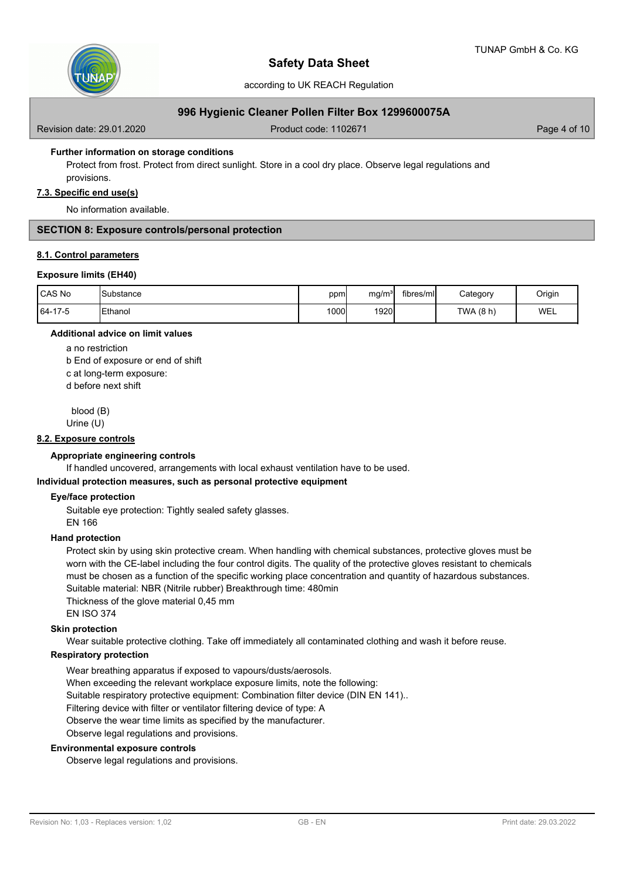**Further information on storage conditions**

Protect from frost. Protect from direct sunlight. Store in a cool dry place. Observe legal regulations and provisions.

### 7.3. Specific end use(s)

No information available.

## SECTION 8: Exposure controls/personal protection

### 8.1. Control parameters

**Exposure limits (EH40)**

| CAS No | Substance | ppm | mg/m³ | fibres/ml | Category | Origin |
|---|---|---|---|---|---|---|
| 64-17-5 | Ethanol | 1000 | 1920 | | TWA (8 h) | WEL |

**Additional advice on limit values**

a no restriction
b End of exposure or end of shift
c at long-term exposure:
d before next shift

blood (B)
Urine (U)

### 8.2. Exposure controls

**Appropriate engineering controls**

If handled uncovered, arrangements with local exhaust ventilation have to be used.

**Individual protection measures, such as personal protective equipment**

**Eye/face protection**

Suitable eye protection: Tightly sealed safety glasses.
EN 166

**Hand protection**

Protect skin by using skin protective cream. When handling with chemical substances, protective gloves must be worn with the CE-label including the four control digits. The quality of the protective gloves resistant to chemicals must be chosen as a function of the specific working place concentration and quantity of hazardous substances.
Suitable material: NBR (Nitrile rubber) Breakthrough time: 480min
Thickness of the glove material 0,45 mm
EN ISO 374

**Skin protection**

Wear suitable protective clothing. Take off immediately all contaminated clothing and wash it before reuse.

**Respiratory protection**

Wear breathing apparatus if exposed to vapours/dusts/aerosols.
When exceeding the relevant workplace exposure limits, note the following:
Suitable respiratory protective equipment: Combination filter device (DIN EN 141)..
Filtering device with filter or ventilator filtering device of type: A
Observe the wear time limits as specified by the manufacturer.
Observe legal regulations and provisions.

**Environmental exposure controls**

Observe legal regulations and provisions.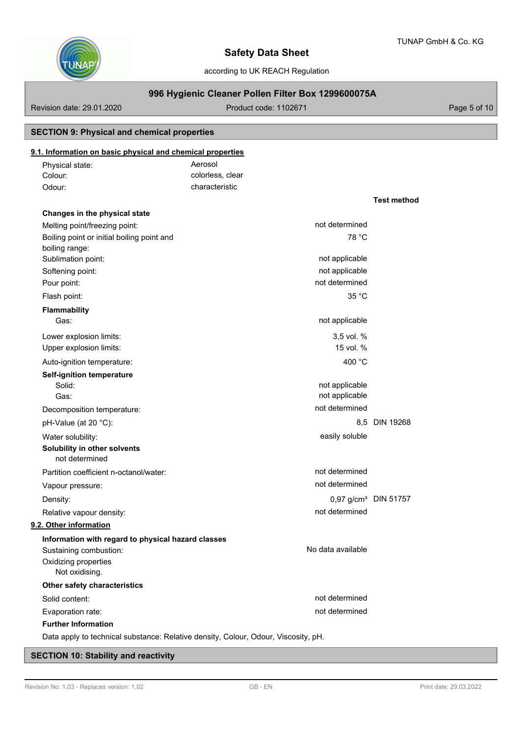## SECTION 9: Physical and chemical properties

### 9.1. Information on basic physical and chemical properties

| | |
|---|---|
| Physical state: | Aerosol |
| Colour: | colorless, clear |
| Odour: | characteristic |

| | | Test method |
|---|---|---|
| **Changes in the physical state** | | |
| Melting point/freezing point: | not determined | |
| Boiling point or initial boiling point and boiling range: | 78 °C | |
| Sublimation point: | not applicable | |
| Softening point: | not applicable | |
| Pour point: | not determined | |
| Flash point: | 35 °C | |
| **Flammability** | | |
| Gas: | not applicable | |
| Lower explosion limits: | 3,5 vol. % | |
| Upper explosion limits: | 15 vol. % | |
| Auto-ignition temperature: | 400 °C | |
| **Self-ignition temperature** | | |
| Solid: | not applicable | |
| Gas: | not applicable | |
| Decomposition temperature: | not determined | |
| pH-Value (at 20 °C): | 8,5 | DIN 19268 |
| Water solubility: | easily soluble | |
| **Solubility in other solvents** | | |
| not determined | | |
| Partition coefficient n-octanol/water: | not determined | |
| Vapour pressure: | not determined | |
| Density: | 0,97 g/cm³ | DIN 51757 |
| Relative vapour density: | not determined | |

### 9.2. Other information

**Information with regard to physical hazard classes**

| | |
|---|---|
| Sustaining combustion: | No data available |

Oxidizing properties
Not oxidising.

**Other safety characteristics**

| | |
|---|---|
| Solid content: | not determined |
| Evaporation rate: | not determined |

**Further Information**

Data apply to technical substance: Relative density, Colour, Odour, Viscosity, pH.

## SECTION 10: Stability and reactivity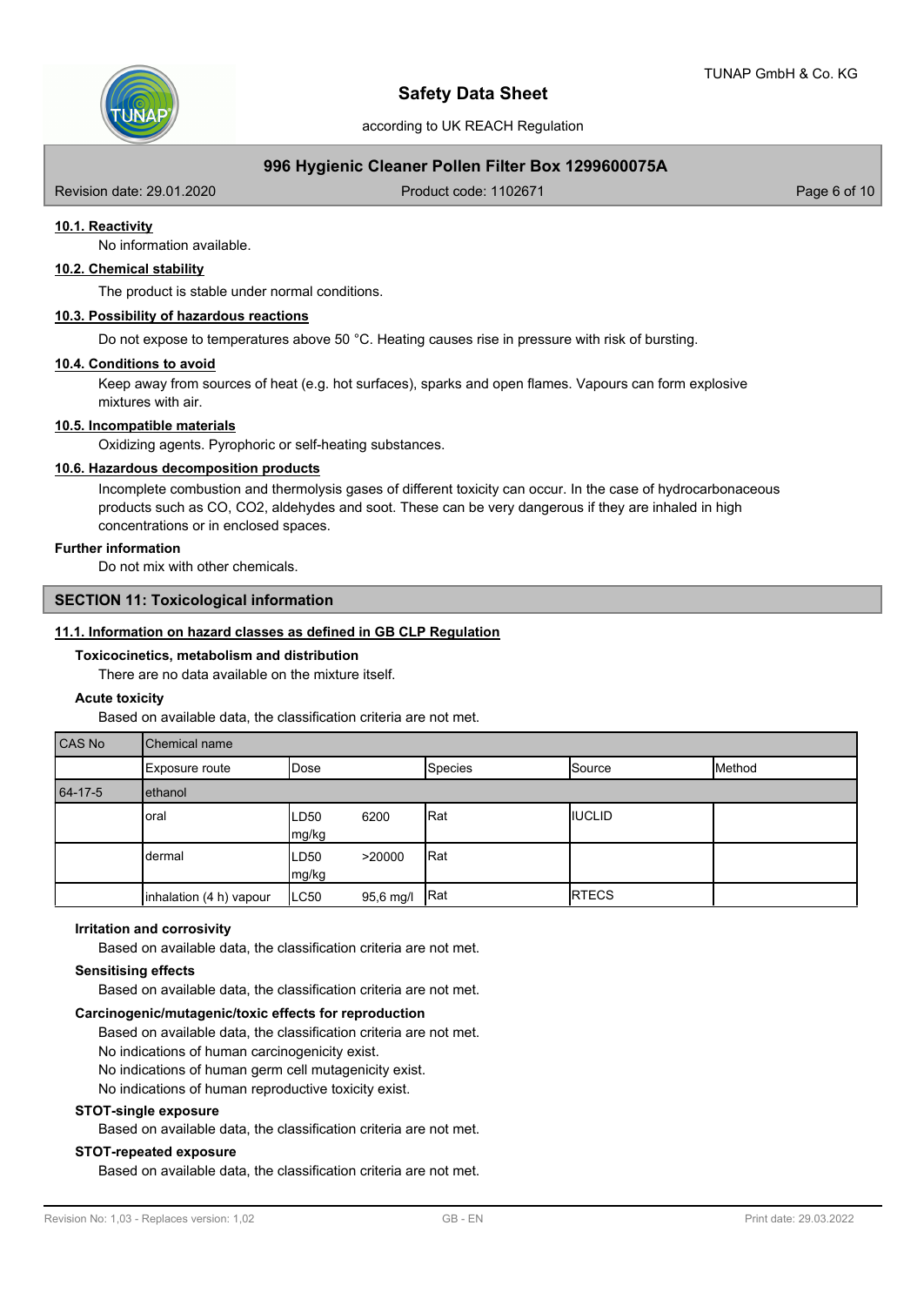#### 10.1. Reactivity

No information available.

#### 10.2. Chemical stability

The product is stable under normal conditions.

#### 10.3. Possibility of hazardous reactions

Do not expose to temperatures above 50 °C. Heating causes rise in pressure with risk of bursting.

#### 10.4. Conditions to avoid

Keep away from sources of heat (e.g. hot surfaces), sparks and open flames. Vapours can form explosive mixtures with air.

#### 10.5. Incompatible materials

Oxidizing agents. Pyrophoric or self-heating substances.

#### 10.6. Hazardous decomposition products

Incomplete combustion and thermolysis gases of different toxicity can occur. In the case of hydrocarbonaceous products such as CO, $CO_2$, aldehydes and soot. These can be very dangerous if they are inhaled in high concentrations or in enclosed spaces.

**Further information**

Do not mix with other chemicals.

## SECTION 11: Toxicological information

#### 11.1. Information on hazard classes as defined in GB CLP Regulation

**Toxicocinetics, metabolism and distribution**

There are no data available on the mixture itself.

**Acute toxicity**

Based on available data, the classification criteria are not met.

| CAS No | Chemical name | | | | |
|---|---|---|---|---|---|
| | Exposure route | Dose | Species | Source | Method |
| 64-17-5 | ethanol | | | | |
| | oral | LD50 6200 mg/kg | Rat | IUCLID | |
| | dermal | LD50 >20000 mg/kg | Rat | | |
| | inhalation (4 h) vapour | LC50 95,6 mg/l | Rat | RTECS | |

**Irritation and corrosivity**

Based on available data, the classification criteria are not met.

**Sensitising effects**

Based on available data, the classification criteria are not met.

**Carcinogenic/mutagenic/toxic effects for reproduction**

Based on available data, the classification criteria are not met.
No indications of human carcinogenicity exist.
No indications of human germ cell mutagenicity exist.
No indications of human reproductive toxicity exist.

**STOT-single exposure**

Based on available data, the classification criteria are not met.

**STOT-repeated exposure**

Based on available data, the classification criteria are not met.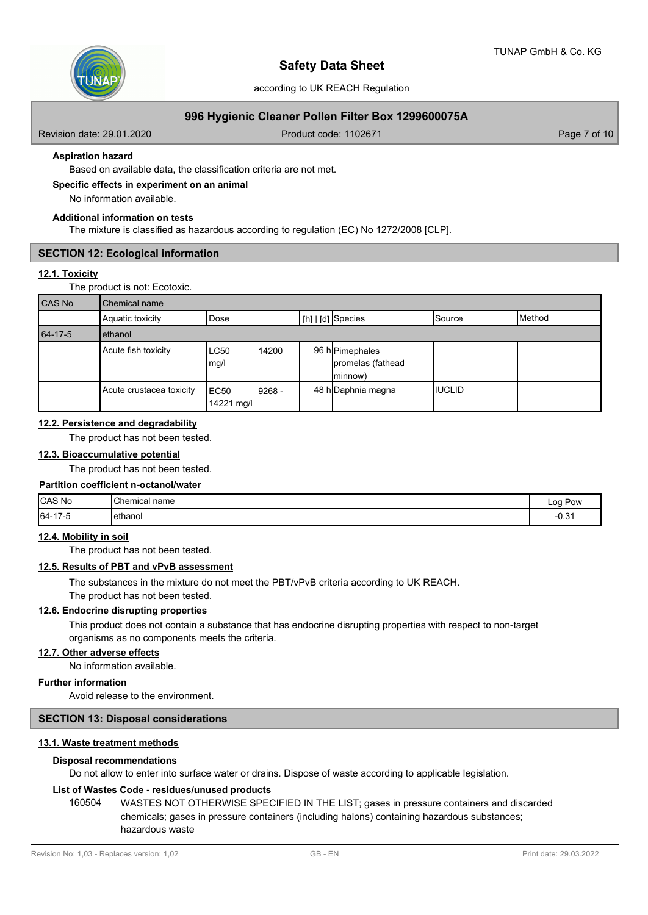**Aspiration hazard**

Based on available data, the classification criteria are not met.

**Specific effects in experiment on an animal**

No information available.

**Additional information on tests**

The mixture is classified as hazardous according to regulation (EC) No 1272/2008 [CLP].

## SECTION 12: Ecological information

### 12.1. Toxicity

The product is not: Ecotoxic.

| CAS No | Chemical name | | | | | |
|---|---|---|---|---|---|---|
| | Aquatic toxicity | Dose | [h] \| [d] | Species | Source | Method |
| 64-17-5 | ethanol | | | | | |
| | Acute fish toxicity | LC50 14200 mg/l | 96 h | Pimephales promelas (fathead minnow) | | |
| | Acute crustacea toxicity | EC50 9268 - 14221 mg/l | 48 h | Daphnia magna | IUCLID | |

### 12.2. Persistence and degradability

The product has not been tested.

### 12.3. Bioaccumulative potential

The product has not been tested.

**Partition coefficient n-octanol/water**

| CAS No | Chemical name | Log Pow |
|---|---|---|
| 64-17-5 | ethanol | -0,31 |

### 12.4. Mobility in soil

The product has not been tested.

### 12.5. Results of PBT and vPvB assessment

The substances in the mixture do not meet the PBT/vPvB criteria according to UK REACH.
The product has not been tested.

### 12.6. Endocrine disrupting properties

This product does not contain a substance that has endocrine disrupting properties with respect to non-target organisms as no components meets the criteria.

### 12.7. Other adverse effects

No information available.

**Further information**

Avoid release to the environment.

## SECTION 13: Disposal considerations

### 13.1. Waste treatment methods

**Disposal recommendations**

Do not allow to enter into surface water or drains. Dispose of waste according to applicable legislation.

**List of Wastes Code - residues/unused products**

160504 WASTES NOT OTHERWISE SPECIFIED IN THE LIST; gases in pressure containers and discarded chemicals; gases in pressure containers (including halons) containing hazardous substances; hazardous waste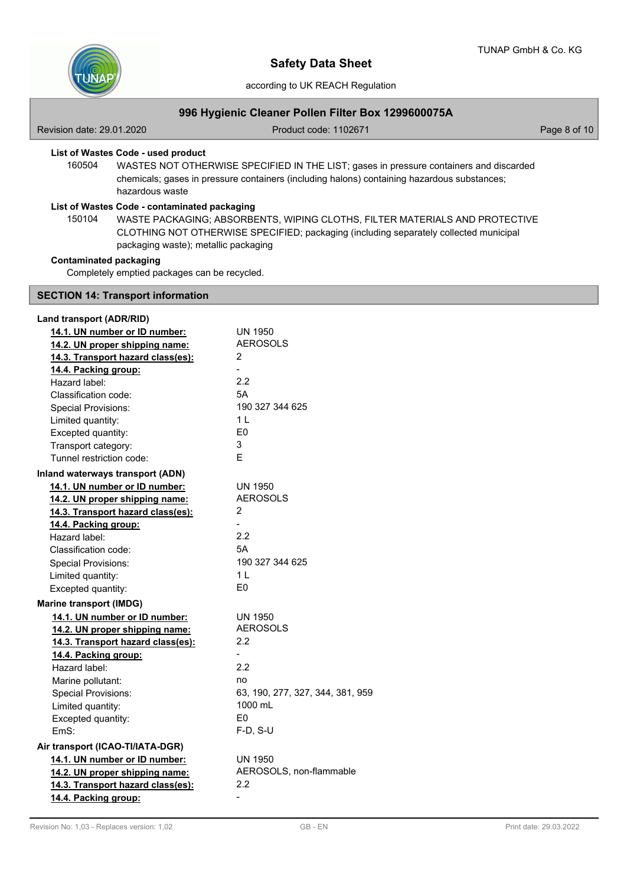**List of Wastes Code - used product**

160504 WASTES NOT OTHERWISE SPECIFIED IN THE LIST; gases in pressure containers and discarded chemicals; gases in pressure containers (including halons) containing hazardous substances; hazardous waste

**List of Wastes Code - contaminated packaging**

150104 WASTE PACKAGING; ABSORBENTS, WIPING CLOTHS, FILTER MATERIALS AND PROTECTIVE CLOTHING NOT OTHERWISE SPECIFIED; packaging (including separately collected municipal packaging waste); metallic packaging

**Contaminated packaging**

Completely emptied packages can be recycled.

## SECTION 14: Transport information

**Land transport (ADR/RID)**

| | |
|---|---|
| **14.1. UN number or ID number:** | UN 1950 |
| **14.2. UN proper shipping name:** | AEROSOLS |
| **14.3. Transport hazard class(es):** | 2 |
| **14.4. Packing group:** | - |
| Hazard label: | 2.2 |
| Classification code: | 5A |
| Special Provisions: | 190 327 344 625 |
| Limited quantity: | 1 L |
| Excepted quantity: | E0 |
| Transport category: | 3 |
| Tunnel restriction code: | E |

**Inland waterways transport (ADN)**

| | |
|---|---|
| **14.1. UN number or ID number:** | UN 1950 |
| **14.2. UN proper shipping name:** | AEROSOLS |
| **14.3. Transport hazard class(es):** | 2 |
| **14.4. Packing group:** | - |
| Hazard label: | 2.2 |
| Classification code: | 5A |
| Special Provisions: | 190 327 344 625 |
| Limited quantity: | 1 L |
| Excepted quantity: | E0 |

**Marine transport (IMDG)**

| | |
|---|---|
| **14.1. UN number or ID number:** | UN 1950 |
| **14.2. UN proper shipping name:** | AEROSOLS |
| **14.3. Transport hazard class(es):** | 2.2 |
| **14.4. Packing group:** | - |
| Hazard label: | 2.2 |
| Marine pollutant: | no |
| Special Provisions: | 63, 190, 277, 327, 344, 381, 959 |
| Limited quantity: | 1000 mL |
| Excepted quantity: | E0 |
| EmS: | F-D, S-U |

**Air transport (ICAO-TI/IATA-DGR)**

| | |
|---|---|
| **14.1. UN number or ID number:** | UN 1950 |
| **14.2. UN proper shipping name:** | AEROSOLS, non-flammable |
| **14.3. Transport hazard class(es):** | 2.2 |
| **14.4. Packing group:** | - |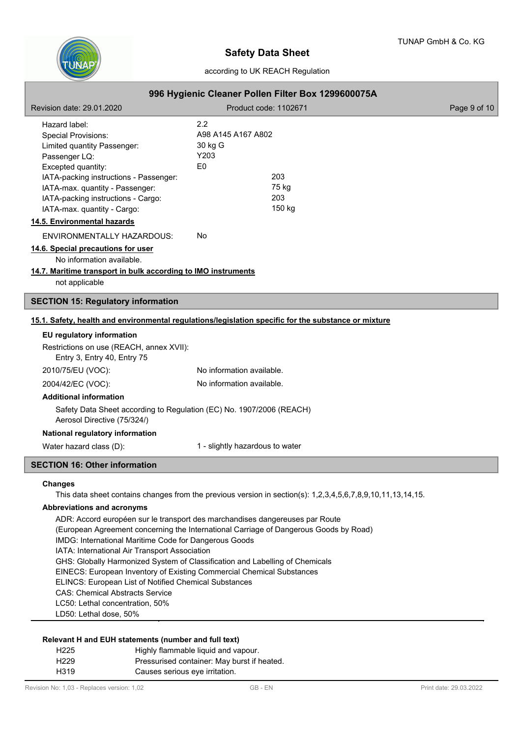| | |
|---|---|
| Hazard label: | 2.2 |
| Special Provisions: | A98 A145 A167 A802 |
| Limited quantity Passenger: | 30 kg G |
| Passenger LQ: | Y203 |
| Excepted quantity: | E0 |
| IATA-packing instructions - Passenger: | 203 |
| IATA-max. quantity - Passenger: | 75 kg |
| IATA-packing instructions - Cargo: | 203 |
| IATA-max. quantity - Cargo: | 150 kg |

### 14.5. Environmental hazards

ENVIRONMENTALLY HAZARDOUS: No

### 14.6. Special precautions for user

No information available.

### 14.7. Maritime transport in bulk according to IMO instruments

not applicable

## SECTION 15: Regulatory information

### 15.1. Safety, health and environmental regulations/legislation specific for the substance or mixture

**EU regulatory information**

Restrictions on use (REACH, annex XVII):
Entry 3, Entry 40, Entry 75

2010/75/EU (VOC): No information available.

2004/42/EC (VOC): No information available.

**Additional information**

Safety Data Sheet according to Regulation (EC) No. 1907/2006 (REACH)
Aerosol Directive (75/324/)

**National regulatory information**

Water hazard class (D): 1 - slightly hazardous to water

## SECTION 16: Other information

**Changes**

This data sheet contains changes from the previous version in section(s): 1,2,3,4,5,6,7,8,9,10,11,13,14,15.

**Abbreviations and acronyms**

ADR: Accord européen sur le transport des marchandises dangereuses par Route
(European Agreement concerning the International Carriage of Dangerous Goods by Road)
IMDG: International Maritime Code for Dangerous Goods
IATA: International Air Transport Association
GHS: Globally Harmonized System of Classification and Labelling of Chemicals
EINECS: European Inventory of Existing Commercial Chemical Substances
ELINCS: European List of Notified Chemical Substances
CAS: Chemical Abstracts Service
LC50: Lethal concentration, 50%
LD50: Lethal dose, 50%

**Relevant H and EUH statements (number and full text)**

| | |
|---|---|
| H225 | Highly flammable liquid and vapour. |
| H229 | Pressurised container: May burst if heated. |
| H319 | Causes serious eye irritation. |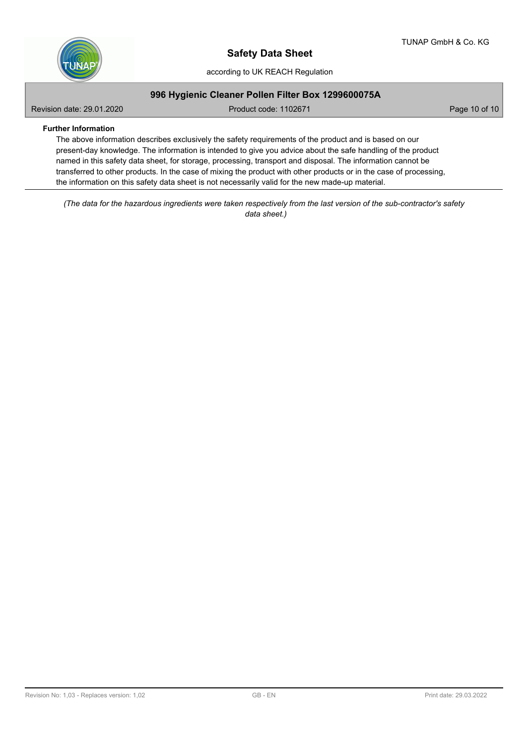**Further Information**

The above information describes exclusively the safety requirements of the product and is based on our present-day knowledge. The information is intended to give you advice about the safe handling of the product named in this safety data sheet, for storage, processing, transport and disposal. The information cannot be transferred to other products. In the case of mixing the product with other products or in the case of processing, the information on this safety data sheet is not necessarily valid for the new made-up material.

---

*(The data for the hazardous ingredients were taken respectively from the last version of the sub-contractor's safety data sheet.)*